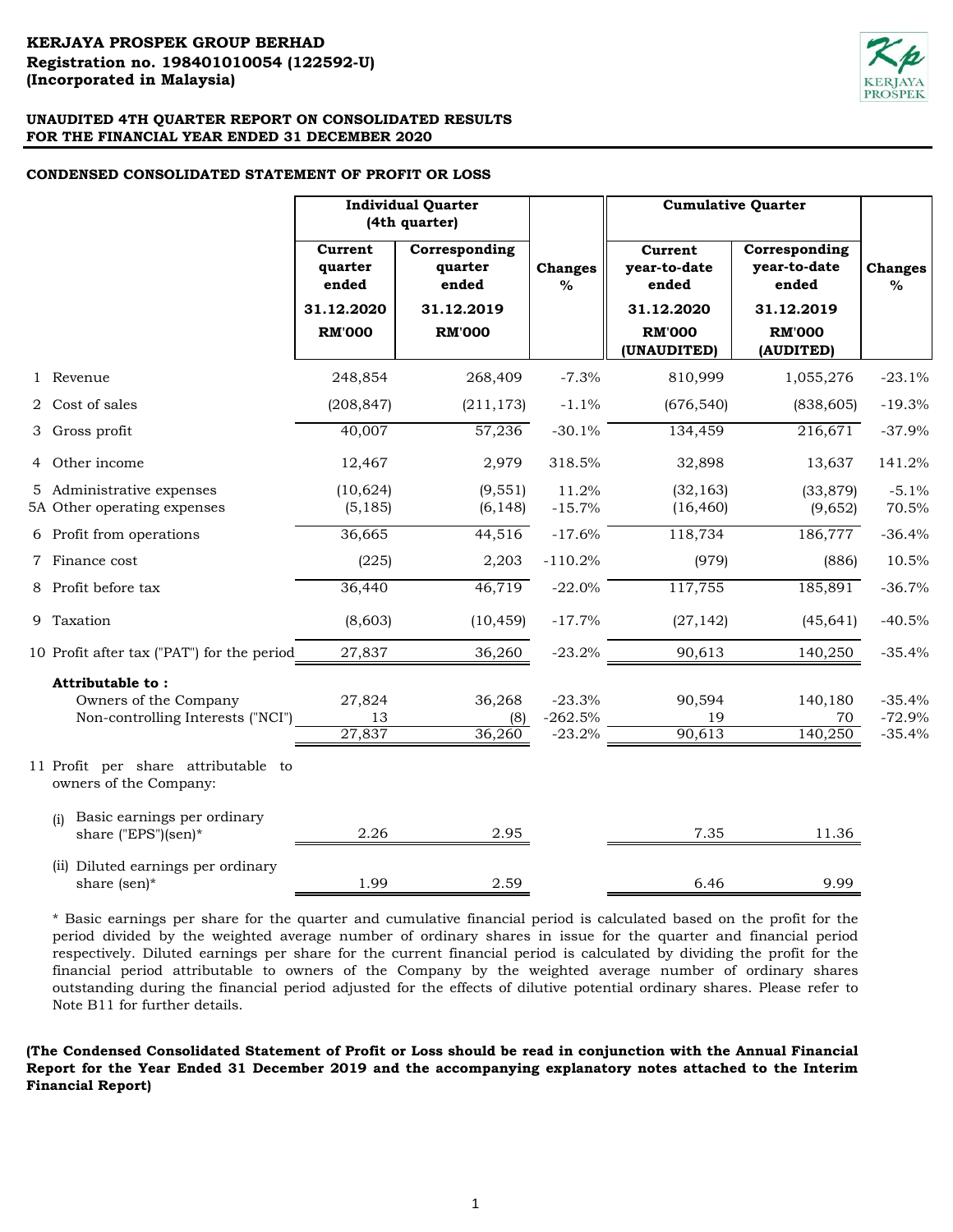**KERJAYA PROSPEK GROUP BERHAD**
**Registration no. 198401010054 (122592-U)**
**(Incorporated in Malaysia)**

**UNAUDITED 4TH QUARTER REPORT ON CONSOLIDATED RESULTS**
**FOR THE FINANCIAL YEAR ENDED 31 DECEMBER 2020**

**CONDENSED CONSOLIDATED STATEMENT OF PROFIT OR LOSS**

| | | Individual Quarter (4th quarter) | | | Cumulative Quarter | | |
|---|---|---|---|---|---|---|---|
| | | Current quarter ended 31.12.2020 RM'000 | Corresponding quarter ended 31.12.2019 RM'000 | Changes % | Current year-to-date ended 31.12.2020 RM'000 (UNAUDITED) | Corresponding year-to-date ended 31.12.2019 RM'000 (AUDITED) | Changes % |
| 1 | Revenue | 248,854 | 268,409 | -7.3% | 810,999 | 1,055,276 | -23.1% |
| 2 | Cost of sales | (208,847) | (211,173) | -1.1% | (676,540) | (838,605) | -19.3% |
| 3 | Gross profit | 40,007 | 57,236 | -30.1% | 134,459 | 216,671 | -37.9% |
| 4 | Other income | 12,467 | 2,979 | 318.5% | 32,898 | 13,637 | 141.2% |
| 5 | Administrative expenses | (10,624) | (9,551) | 11.2% | (32,163) | (33,879) | -5.1% |
| 5A | Other operating expenses | (5,185) | (6,148) | -15.7% | (16,460) | (9,652) | 70.5% |
| 6 | Profit from operations | 36,665 | 44,516 | -17.6% | 118,734 | 186,777 | -36.4% |
| 7 | Finance cost | (225) | 2,203 | -110.2% | (979) | (886) | 10.5% |
| 8 | Profit before tax | 36,440 | 46,719 | -22.0% | 117,755 | 185,891 | -36.7% |
| 9 | Taxation | (8,603) | (10,459) | -17.7% | (27,142) | (45,641) | -40.5% |
| 10 | Profit after tax ("PAT") for the period | 27,837 | 36,260 | -23.2% | 90,613 | 140,250 | -35.4% |
| | **Attributable to :** | | | | | | |
| | Owners of the Company | 27,824 | 36,268 | -23.3% | 90,594 | 140,180 | -35.4% |
| | Non-controlling Interests ("NCI") | 13 | (8) | -262.5% | 19 | 70 | -72.9% |
| | | 27,837 | 36,260 | -23.2% | 90,613 | 140,250 | -35.4% |
| 11 | Profit per share attributable to owners of the Company: | | | | | | |
| | (i) Basic earnings per ordinary share ("EPS")(sen)* | 2.26 | 2.95 | | 7.35 | 11.36 | |
| | (ii) Diluted earnings per ordinary share (sen)* | 1.99 | 2.59 | | 6.46 | 9.99 | |

\* Basic earnings per share for the quarter and cumulative financial period is calculated based on the profit for the period divided by the weighted average number of ordinary shares in issue for the quarter and financial period respectively. Diluted earnings per share for the current financial period is calculated by dividing the profit for the financial period attributable to owners of the Company by the weighted average number of ordinary shares outstanding during the financial period adjusted for the effects of dilutive potential ordinary shares. Please refer to Note B11 for further details.

**(The Condensed Consolidated Statement of Profit or Loss should be read in conjunction with the Annual Financial Report for the Year Ended 31 December 2019 and the accompanying explanatory notes attached to the Interim Financial Report)**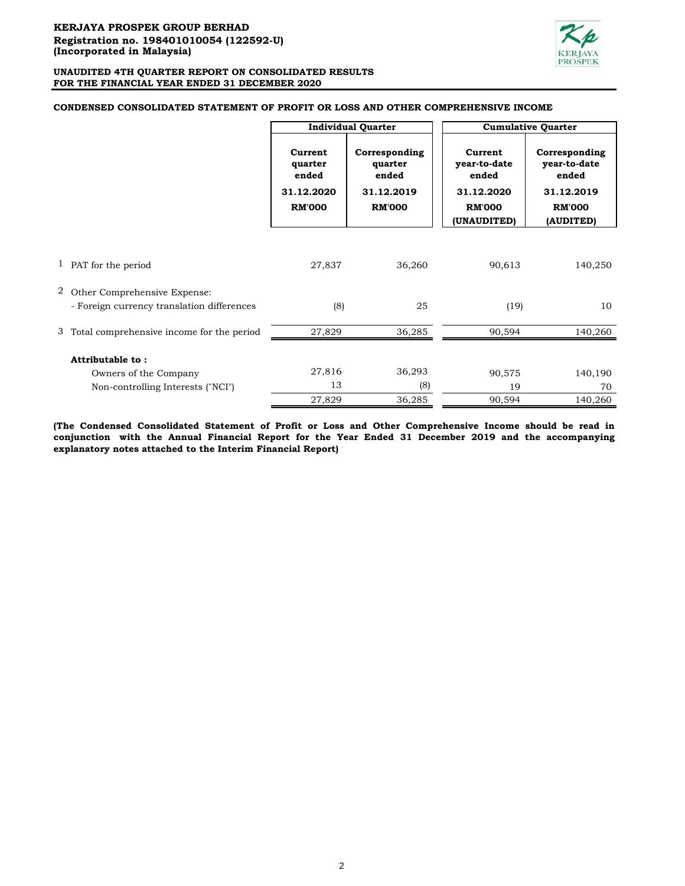**KERJAYA PROSPEK GROUP BERHAD**
**Registration no. 198401010054 (122592-U)**
**(Incorporated in Malaysia)**

**UNAUDITED 4TH QUARTER REPORT ON CONSOLIDATED RESULTS FOR THE FINANCIAL YEAR ENDED 31 DECEMBER 2020**

**CONDENSED CONSOLIDATED STATEMENT OF PROFIT OR LOSS AND OTHER COMPREHENSIVE INCOME**

| | | Individual Quarter | | Cumulative Quarter | |
|---|---|---|---|---|---|
| | | Current quarter ended | Corresponding quarter ended | Current year-to-date ended | Corresponding year-to-date ended |
| | | 31.12.2020 | 31.12.2019 | 31.12.2020 | 31.12.2019 |
| | | RM'000 | RM'000 | RM'000 (UNAUDITED) | RM'000 (AUDITED) |
| 1 | PAT for the period | 27,837 | 36,260 | 90,613 | 140,250 |
| 2 | Other Comprehensive Expense: | | | | |
| | - Foreign currency translation differences | (8) | 25 | (19) | 10 |
| 3 | Total comprehensive income for the period | 27,829 | 36,285 | 90,594 | 140,260 |
| | **Attributable to :** | | | | |
| | Owners of the Company | 27,816 | 36,293 | 90,575 | 140,190 |
| | Non-controlling Interests ("NCI") | 13 | (8) | 19 | 70 |
| | | 27,829 | 36,285 | 90,594 | 140,260 |

**(The Condensed Consolidated Statement of Profit or Loss and Other Comprehensive Income should be read in conjunction with the Annual Financial Report for the Year Ended 31 December 2019 and the accompanying explanatory notes attached to the Interim Financial Report)**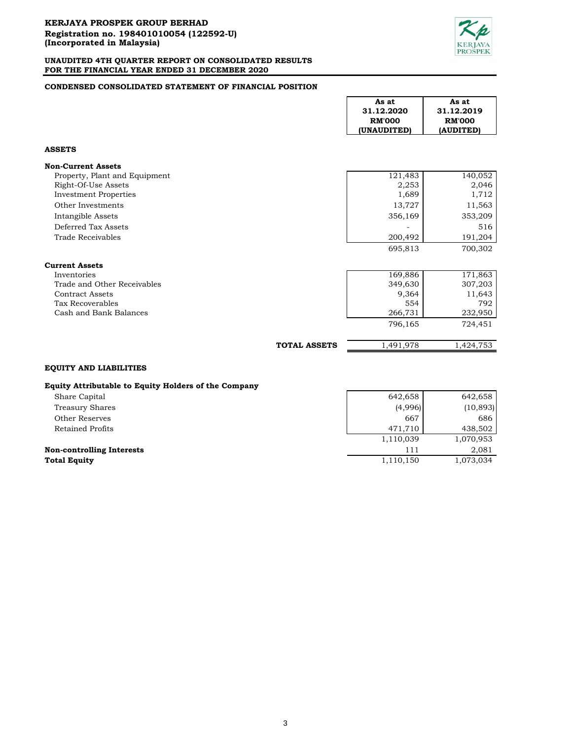**KERJAYA PROSPEK GROUP BERHAD**
**Registration no. 198401010054 (122592-U)**
**(Incorporated in Malaysia)**

**UNAUDITED 4TH QUARTER REPORT ON CONSOLIDATED RESULTS FOR THE FINANCIAL YEAR ENDED 31 DECEMBER 2020**

## CONDENSED CONSOLIDATED STATEMENT OF FINANCIAL POSITION

| | As at 31.12.2020 RM'000 (UNAUDITED) | As at 31.12.2019 RM'000 (AUDITED) |
|---|---|---|
| **ASSETS** | | |
| **Non-Current Assets** | | |
| Property, Plant and Equipment | 121,483 | 140,052 |
| Right-Of-Use Assets | 2,253 | 2,046 |
| Investment Properties | 1,689 | 1,712 |
| Other Investments | 13,727 | 11,563 |
| Intangible Assets | 356,169 | 353,209 |
| Deferred Tax Assets | - | 516 |
| Trade Receivables | 200,492 | 191,204 |
| | 695,813 | 700,302 |
| **Current Assets** | | |
| Inventories | 169,886 | 171,863 |
| Trade and Other Receivables | 349,630 | 307,203 |
| Contract Assets | 9,364 | 11,643 |
| Tax Recoverables | 554 | 792 |
| Cash and Bank Balances | 266,731 | 232,950 |
| | 796,165 | 724,451 |
| **TOTAL ASSETS** | 1,491,978 | 1,424,753 |
| **EQUITY AND LIABILITIES** | | |
| **Equity Attributable to Equity Holders of the Company** | | |
| Share Capital | 642,658 | 642,658 |
| Treasury Shares | (4,996) | (10,893) |
| Other Reserves | 667 | 686 |
| Retained Profits | 471,710 | 438,502 |
| | 1,110,039 | 1,070,953 |
| **Non-controlling Interests** | 111 | 2,081 |
| **Total Equity** | 1,110,150 | 1,073,034 |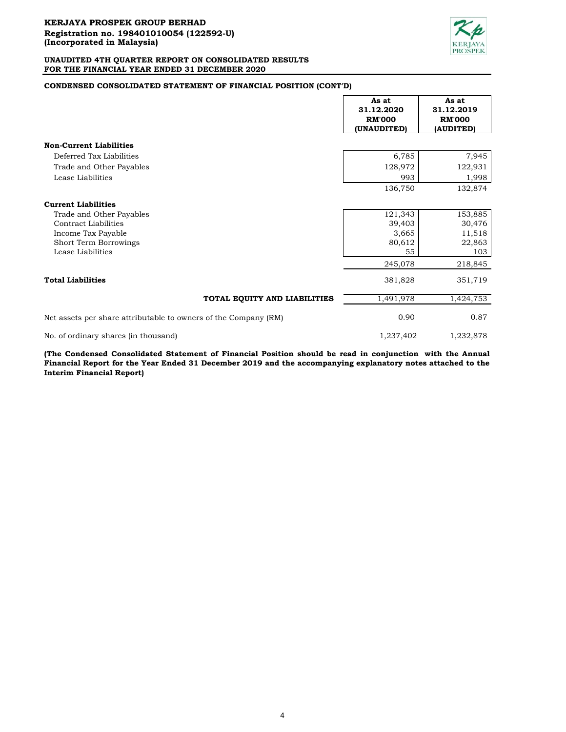**KERJAYA PROSPEK GROUP BERHAD**
**Registration no. 198401010054 (122592-U)**
**(Incorporated in Malaysia)**

**UNAUDITED 4TH QUARTER REPORT ON CONSOLIDATED RESULTS FOR THE FINANCIAL YEAR ENDED 31 DECEMBER 2020**

## CONDENSED CONSOLIDATED STATEMENT OF FINANCIAL POSITION (CONT'D)

| | As at 31.12.2020 RM'000 (UNAUDITED) | As at 31.12.2019 RM'000 (AUDITED) |
|---|---|---|
| **Non-Current Liabilities** | | |
| Deferred Tax Liabilities | 6,785 | 7,945 |
| Trade and Other Payables | 128,972 | 122,931 |
| Lease Liabilities | 993 | 1,998 |
| | 136,750 | 132,874 |
| **Current Liabilities** | | |
| Trade and Other Payables | 121,343 | 153,885 |
| Contract Liabilities | 39,403 | 30,476 |
| Income Tax Payable | 3,665 | 11,518 |
| Short Term Borrowings | 80,612 | 22,863 |
| Lease Liabilities | 55 | 103 |
| | 245,078 | 218,845 |
| **Total Liabilities** | 381,828 | 351,719 |
| **TOTAL EQUITY AND LIABILITIES** | 1,491,978 | 1,424,753 |
| Net assets per share attributable to owners of the Company (RM) | 0.90 | 0.87 |
| No. of ordinary shares (in thousand) | 1,237,402 | 1,232,878 |

**(The Condensed Consolidated Statement of Financial Position should be read in conjunction with the Annual Financial Report for the Year Ended 31 December 2019 and the accompanying explanatory notes attached to the Interim Financial Report)**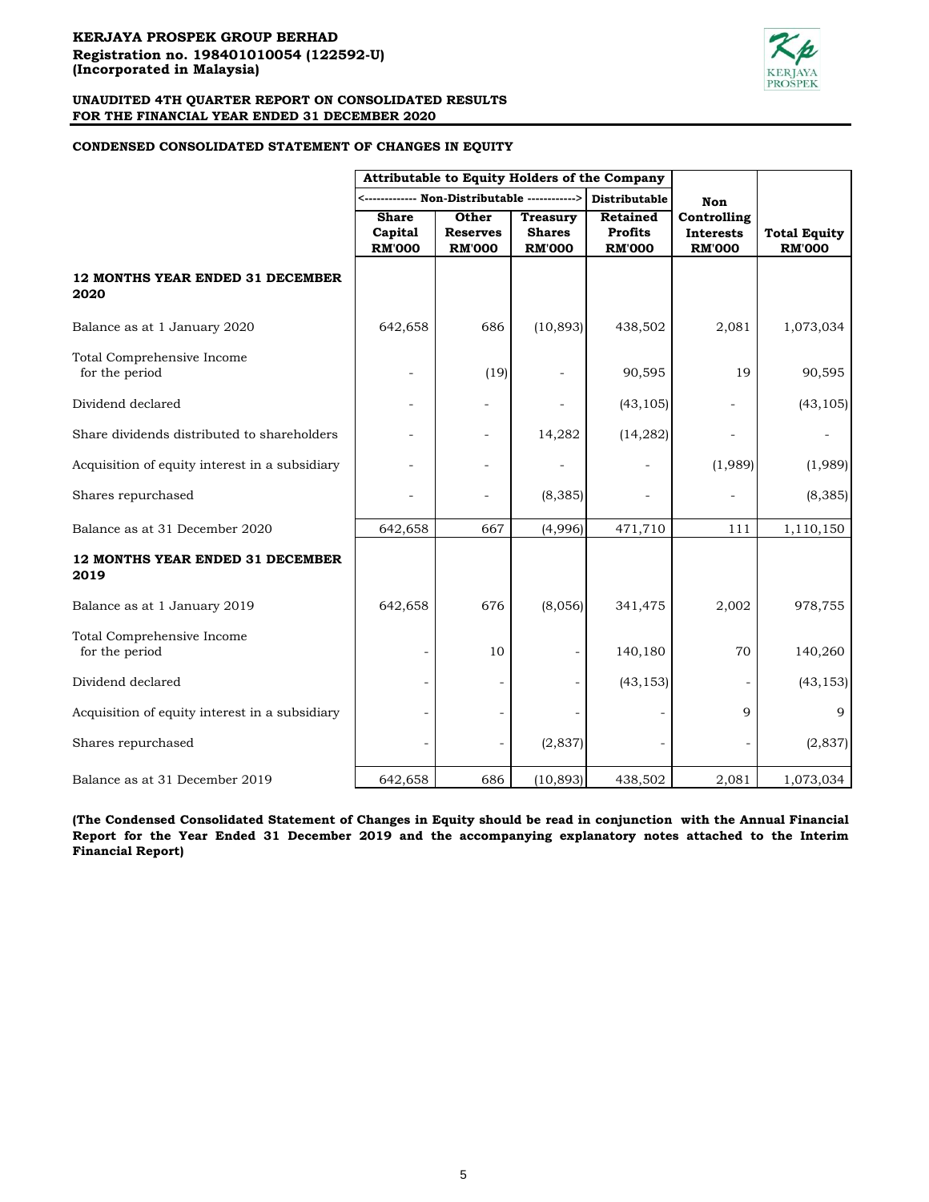**KERJAYA PROSPEK GROUP BERHAD**
**Registration no. 198401010054 (122592-U)**
**(Incorporated in Malaysia)**

**UNAUDITED 4TH QUARTER REPORT ON CONSOLIDATED RESULTS**
**FOR THE FINANCIAL YEAR ENDED 31 DECEMBER 2020**

## CONDENSED CONSOLIDATED STATEMENT OF CHANGES IN EQUITY

| | Attributable to Equity Holders of the Company | | | | | |
|---|---|---|---|---|---|---|
| | <------------- Non-Distributable ------------> | | | Distributable | | |
| | **Share Capital RM'000** | **Other Reserves RM'000** | **Treasury Shares RM'000** | **Retained Profits RM'000** | **Non Controlling Interests RM'000** | **Total Equity RM'000** |
| **12 MONTHS YEAR ENDED 31 DECEMBER 2020** | | | | | | |
| Balance as at 1 January 2020 | 642,658 | 686 | (10,893) | 438,502 | 2,081 | 1,073,034 |
| Total Comprehensive Income for the period | - | (19) | - | 90,595 | 19 | 90,595 |
| Dividend declared | - | - | - | (43,105) | - | (43,105) |
| Share dividends distributed to shareholders | - | - | 14,282 | (14,282) | - | - |
| Acquisition of equity interest in a subsidiary | - | - | - | - | (1,989) | (1,989) |
| Shares repurchased | - | - | (8,385) | - | - | (8,385) |
| Balance as at 31 December 2020 | 642,658 | 667 | (4,996) | 471,710 | 111 | 1,110,150 |
| **12 MONTHS YEAR ENDED 31 DECEMBER 2019** | | | | | | |
| Balance as at 1 January 2019 | 642,658 | 676 | (8,056) | 341,475 | 2,002 | 978,755 |
| Total Comprehensive Income for the period | - | 10 | - | 140,180 | 70 | 140,260 |
| Dividend declared | - | - | - | (43,153) | - | (43,153) |
| Acquisition of equity interest in a subsidiary | - | - | - | - | 9 | 9 |
| Shares repurchased | - | - | (2,837) | - | - | (2,837) |
| Balance as at 31 December 2019 | 642,658 | 686 | (10,893) | 438,502 | 2,081 | 1,073,034 |

**(The Condensed Consolidated Statement of Changes in Equity should be read in conjunction with the Annual Financial Report for the Year Ended 31 December 2019 and the accompanying explanatory notes attached to the Interim Financial Report)**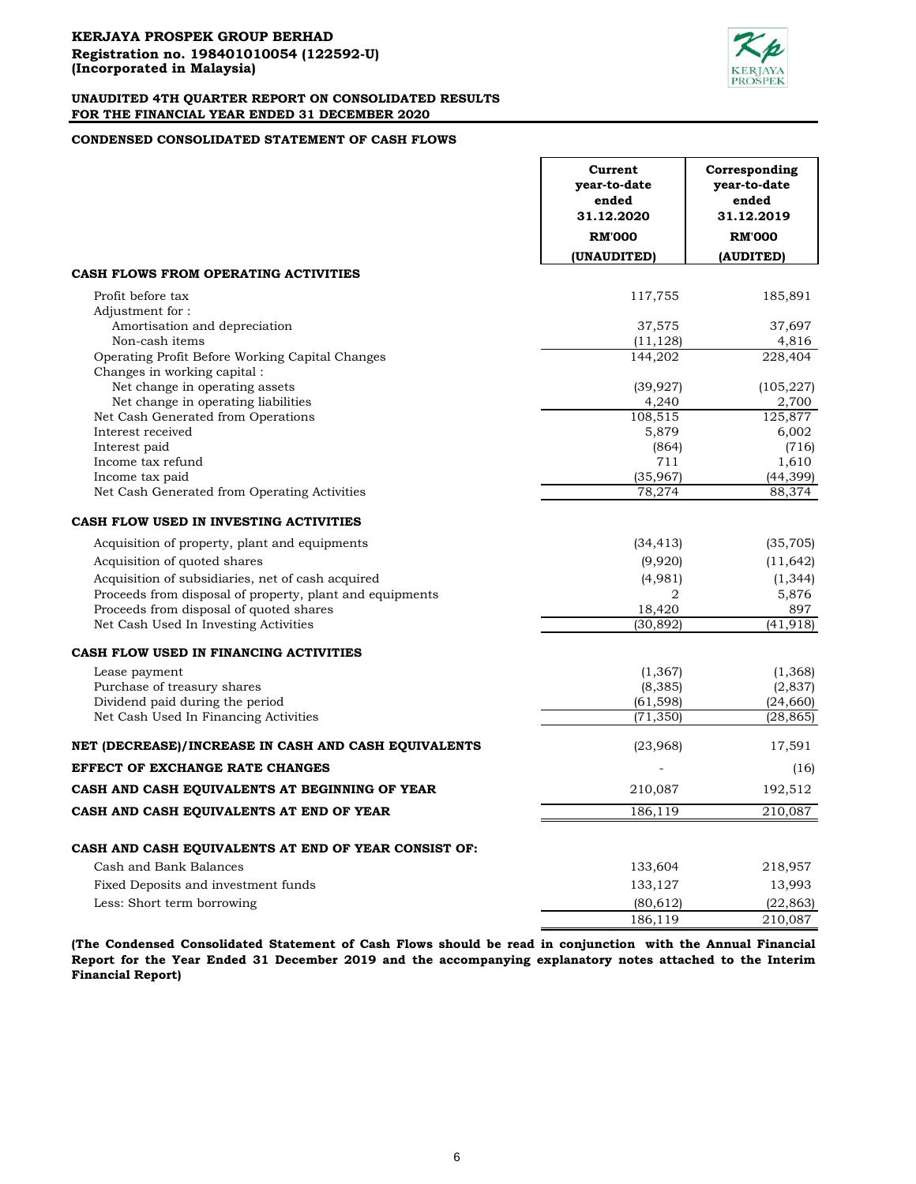**KERJAYA PROSPEK GROUP BERHAD**
**Registration no. 198401010054 (122592-U)**
**(Incorporated in Malaysia)**

**UNAUDITED 4TH QUARTER REPORT ON CONSOLIDATED RESULTS**
**FOR THE FINANCIAL YEAR ENDED 31 DECEMBER 2020**

## CONDENSED CONSOLIDATED STATEMENT OF CASH FLOWS

| | Current year-to-date ended 31.12.2020 RM'000 (UNAUDITED) | Corresponding year-to-date ended 31.12.2019 RM'000 (AUDITED) |
|---|---|---|
| **CASH FLOWS FROM OPERATING ACTIVITIES** | | |
| Profit before tax | 117,755 | 185,891 |
| Adjustment for : | | |
| Amortisation and depreciation | 37,575 | 37,697 |
| Non-cash items | (11,128) | 4,816 |
| Operating Profit Before Working Capital Changes | 144,202 | 228,404 |
| Changes in working capital : | | |
| Net change in operating assets | (39,927) | (105,227) |
| Net change in operating liabilities | 4,240 | 2,700 |
| Net Cash Generated from Operations | 108,515 | 125,877 |
| Interest received | 5,879 | 6,002 |
| Interest paid | (864) | (716) |
| Income tax refund | 711 | 1,610 |
| Income tax paid | (35,967) | (44,399) |
| Net Cash Generated from Operating Activities | 78,274 | 88,374 |
| **CASH FLOW USED IN INVESTING ACTIVITIES** | | |
| Acquisition of property, plant and equipments | (34,413) | (35,705) |
| Acquisition of quoted shares | (9,920) | (11,642) |
| Acquisition of subsidiaries, net of cash acquired | (4,981) | (1,344) |
| Proceeds from disposal of property, plant and equipments | 2 | 5,876 |
| Proceeds from disposal of quoted shares | 18,420 | 897 |
| Net Cash Used In Investing Activities | (30,892) | (41,918) |
| **CASH FLOW USED IN FINANCING ACTIVITIES** | | |
| Lease payment | (1,367) | (1,368) |
| Purchase of treasury shares | (8,385) | (2,837) |
| Dividend paid during the period | (61,598) | (24,660) |
| Net Cash Used In Financing Activities | (71,350) | (28,865) |
| **NET (DECREASE)/INCREASE IN CASH AND CASH EQUIVALENTS** | (23,968) | 17,591 |
| **EFFECT OF EXCHANGE RATE CHANGES** | - | (16) |
| **CASH AND CASH EQUIVALENTS AT BEGINNING OF YEAR** | 210,087 | 192,512 |
| **CASH AND CASH EQUIVALENTS AT END OF YEAR** | 186,119 | 210,087 |
| **CASH AND CASH EQUIVALENTS AT END OF YEAR CONSIST OF:** | | |
| Cash and Bank Balances | 133,604 | 218,957 |
| Fixed Deposits and investment funds | 133,127 | 13,993 |
| Less: Short term borrowing | (80,612) | (22,863) |
| | 186,119 | 210,087 |

**(The Condensed Consolidated Statement of Cash Flows should be read in conjunction with the Annual Financial Report for the Year Ended 31 December 2019 and the accompanying explanatory notes attached to the Interim Financial Report)**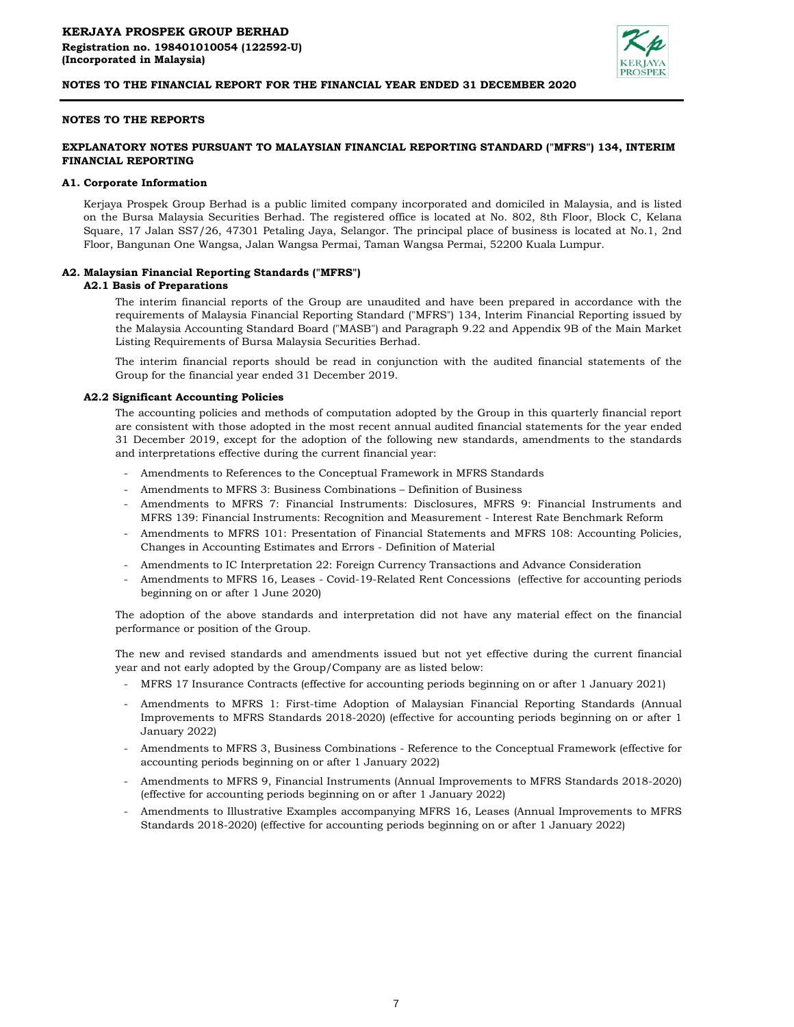## NOTES TO THE REPORTS

### EXPLANATORY NOTES PURSUANT TO MALAYSIAN FINANCIAL REPORTING STANDARD ("MFRS") 134, INTERIM FINANCIAL REPORTING

**A1. Corporate Information**

Kerjaya Prospek Group Berhad is a public limited company incorporated and domiciled in Malaysia, and is listed on the Bursa Malaysia Securities Berhad. The registered office is located at No. 802, 8th Floor, Block C, Kelana Square, 17 Jalan SS7/26, 47301 Petaling Jaya, Selangor. The principal place of business is located at No.1, 2nd Floor, Bangunan One Wangsa, Jalan Wangsa Permai, Taman Wangsa Permai, 52200 Kuala Lumpur.

**A2. Malaysian Financial Reporting Standards ("MFRS")**

**A2.1 Basis of Preparations**

The interim financial reports of the Group are unaudited and have been prepared in accordance with the requirements of Malaysia Financial Reporting Standard ("MFRS") 134, Interim Financial Reporting issued by the Malaysia Accounting Standard Board ("MASB") and Paragraph 9.22 and Appendix 9B of the Main Market Listing Requirements of Bursa Malaysia Securities Berhad.

The interim financial reports should be read in conjunction with the audited financial statements of the Group for the financial year ended 31 December 2019.

**A2.2 Significant Accounting Policies**

The accounting policies and methods of computation adopted by the Group in this quarterly financial report are consistent with those adopted in the most recent annual audited financial statements for the year ended 31 December 2019, except for the adoption of the following new standards, amendments to the standards and interpretations effective during the current financial year:

- Amendments to References to the Conceptual Framework in MFRS Standards
- Amendments to MFRS 3: Business Combinations – Definition of Business
- Amendments to MFRS 7: Financial Instruments: Disclosures, MFRS 9: Financial Instruments and MFRS 139: Financial Instruments: Recognition and Measurement - Interest Rate Benchmark Reform
- Amendments to MFRS 101: Presentation of Financial Statements and MFRS 108: Accounting Policies, Changes in Accounting Estimates and Errors - Definition of Material
- Amendments to IC Interpretation 22: Foreign Currency Transactions and Advance Consideration
- Amendments to MFRS 16, Leases - Covid-19-Related Rent Concessions (effective for accounting periods beginning on or after 1 June 2020)

The adoption of the above standards and interpretation did not have any material effect on the financial performance or position of the Group.

The new and revised standards and amendments issued but not yet effective during the current financial year and not early adopted by the Group/Company are as listed below:

- MFRS 17 Insurance Contracts (effective for accounting periods beginning on or after 1 January 2021)
- Amendments to MFRS 1: First-time Adoption of Malaysian Financial Reporting Standards (Annual Improvements to MFRS Standards 2018-2020) (effective for accounting periods beginning on or after 1 January 2022)
- Amendments to MFRS 3, Business Combinations - Reference to the Conceptual Framework (effective for accounting periods beginning on or after 1 January 2022)
- Amendments to MFRS 9, Financial Instruments (Annual Improvements to MFRS Standards 2018-2020) (effective for accounting periods beginning on or after 1 January 2022)
- Amendments to Illustrative Examples accompanying MFRS 16, Leases (Annual Improvements to MFRS Standards 2018-2020) (effective for accounting periods beginning on or after 1 January 2022)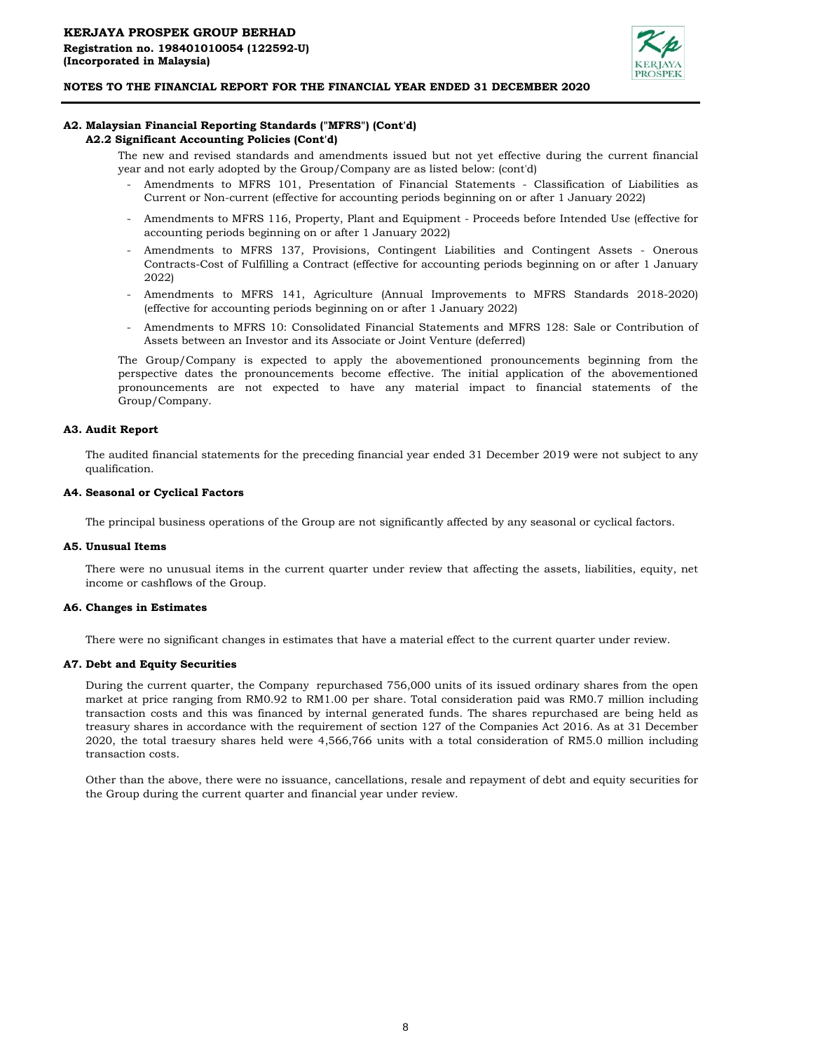## A2. Malaysian Financial Reporting Standards ("MFRS") (Cont'd)

### A2.2 Significant Accounting Policies (Cont'd)

The new and revised standards and amendments issued but not yet effective during the current financial year and not early adopted by the Group/Company are as listed below: (cont'd)

- Amendments to MFRS 101, Presentation of Financial Statements - Classification of Liabilities as Current or Non-current (effective for accounting periods beginning on or after 1 January 2022)
- Amendments to MFRS 116, Property, Plant and Equipment - Proceeds before Intended Use (effective for accounting periods beginning on or after 1 January 2022)
- Amendments to MFRS 137, Provisions, Contingent Liabilities and Contingent Assets - Onerous Contracts-Cost of Fulfilling a Contract (effective for accounting periods beginning on or after 1 January 2022)
- Amendments to MFRS 141, Agriculture (Annual Improvements to MFRS Standards 2018-2020) (effective for accounting periods beginning on or after 1 January 2022)
- Amendments to MFRS 10: Consolidated Financial Statements and MFRS 128: Sale or Contribution of Assets between an Investor and its Associate or Joint Venture (deferred)

The Group/Company is expected to apply the abovementioned pronouncements beginning from the perspective dates the pronouncements become effective. The initial application of the abovementioned pronouncements are not expected to have any material impact to financial statements of the Group/Company.

## A3. Audit Report

The audited financial statements for the preceding financial year ended 31 December 2019 were not subject to any qualification.

## A4. Seasonal or Cyclical Factors

The principal business operations of the Group are not significantly affected by any seasonal or cyclical factors.

## A5. Unusual Items

There were no unusual items in the current quarter under review that affecting the assets, liabilities, equity, net income or cashflows of the Group.

## A6. Changes in Estimates

There were no significant changes in estimates that have a material effect to the current quarter under review.

## A7. Debt and Equity Securities

During the current quarter, the Company repurchased 756,000 units of its issued ordinary shares from the open market at price ranging from RM0.92 to RM1.00 per share. Total consideration paid was RM0.7 million including transaction costs and this was financed by internal generated funds. The shares repurchased are being held as treasury shares in accordance with the requirement of section 127 of the Companies Act 2016. As at 31 December 2020, the total traesury shares held were 4,566,766 units with a total consideration of RM5.0 million including transaction costs.

Other than the above, there were no issuance, cancellations, resale and repayment of debt and equity securities for the Group during the current quarter and financial year under review.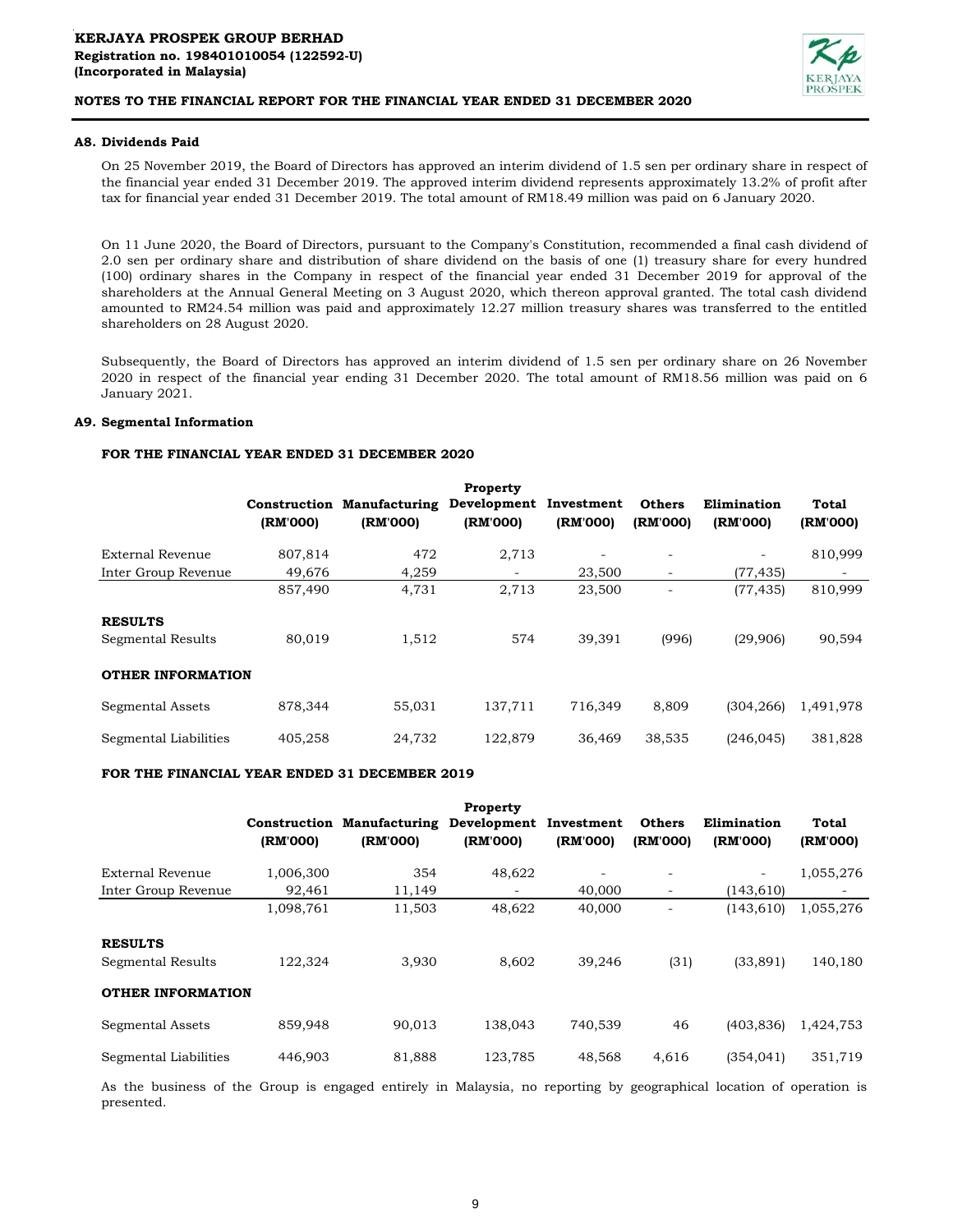### A8. Dividends Paid

On 25 November 2019, the Board of Directors has approved an interim dividend of 1.5 sen per ordinary share in respect of the financial year ended 31 December 2019. The approved interim dividend represents approximately 13.2% of profit after tax for financial year ended 31 December 2019. The total amount of RM18.49 million was paid on 6 January 2020.

On 11 June 2020, the Board of Directors, pursuant to the Company's Constitution, recommended a final cash dividend of 2.0 sen per ordinary share and distribution of share dividend on the basis of one (1) treasury share for every hundred (100) ordinary shares in the Company in respect of the financial year ended 31 December 2019 for approval of the shareholders at the Annual General Meeting on 3 August 2020, which thereon approval granted. The total cash dividend amounted to RM24.54 million was paid and approximately 12.27 million treasury shares was transferred to the entitled shareholders on 28 August 2020.

Subsequently, the Board of Directors has approved an interim dividend of 1.5 sen per ordinary share on 26 November 2020 in respect of the financial year ending 31 December 2020. The total amount of RM18.56 million was paid on 6 January 2021.

### A9. Segmental Information

**FOR THE FINANCIAL YEAR ENDED 31 DECEMBER 2020**

| | Construction (RM'000) | Manufacturing (RM'000) | Property Development (RM'000) | Investment (RM'000) | Others (RM'000) | Elimination (RM'000) | Total (RM'000) |
|---|---|---|---|---|---|---|---|
| External Revenue | 807,814 | 472 | 2,713 | - | - | - | 810,999 |
| Inter Group Revenue | 49,676 | 4,259 | - | 23,500 | - | (77,435) | - |
| | 857,490 | 4,731 | 2,713 | 23,500 | - | (77,435) | 810,999 |
| **RESULTS** | | | | | | | |
| Segmental Results | 80,019 | 1,512 | 574 | 39,391 | (996) | (29,906) | 90,594 |
| **OTHER INFORMATION** | | | | | | | |
| Segmental Assets | 878,344 | 55,031 | 137,711 | 716,349 | 8,809 | (304,266) | 1,491,978 |
| Segmental Liabilities | 405,258 | 24,732 | 122,879 | 36,469 | 38,535 | (246,045) | 381,828 |

**FOR THE FINANCIAL YEAR ENDED 31 DECEMBER 2019**

| | Construction (RM'000) | Manufacturing (RM'000) | Property Development (RM'000) | Investment (RM'000) | Others (RM'000) | Elimination (RM'000) | Total (RM'000) |
|---|---|---|---|---|---|---|---|
| External Revenue | 1,006,300 | 354 | 48,622 | - | - | - | 1,055,276 |
| Inter Group Revenue | 92,461 | 11,149 | - | 40,000 | - | (143,610) | - |
| | 1,098,761 | 11,503 | 48,622 | 40,000 | - | (143,610) | 1,055,276 |
| **RESULTS** | | | | | | | |
| Segmental Results | 122,324 | 3,930 | 8,602 | 39,246 | (31) | (33,891) | 140,180 |
| **OTHER INFORMATION** | | | | | | | |
| Segmental Assets | 859,948 | 90,013 | 138,043 | 740,539 | 46 | (403,836) | 1,424,753 |
| Segmental Liabilities | 446,903 | 81,888 | 123,785 | 48,568 | 4,616 | (354,041) | 351,719 |

As the business of the Group is engaged entirely in Malaysia, no reporting by geographical location of operation is presented.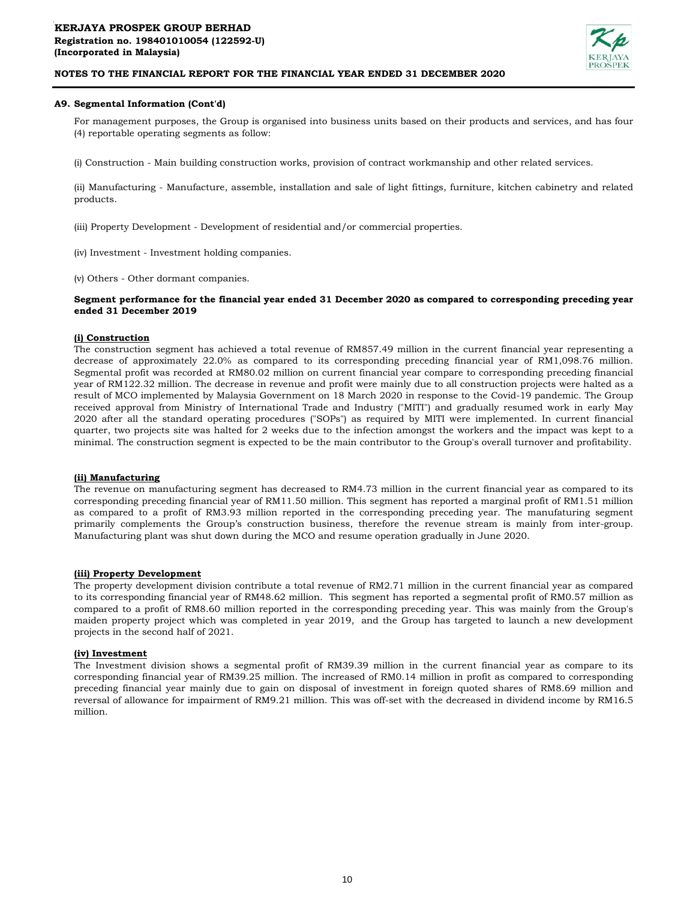### A9. Segmental Information (Cont'd)

For management purposes, the Group is organised into business units based on their products and services, and has four (4) reportable operating segments as follow:

(i) Construction - Main building construction works, provision of contract workmanship and other related services.

(ii) Manufacturing - Manufacture, assemble, installation and sale of light fittings, furniture, kitchen cabinetry and related products.

(iii) Property Development - Development of residential and/or commercial properties.

(iv) Investment - Investment holding companies.

(v) Others - Other dormant companies.

**Segment performance for the financial year ended 31 December 2020 as compared to corresponding preceding year ended 31 December 2019**

**(i) Construction**

The construction segment has achieved a total revenue of RM857.49 million in the current financial year representing a decrease of approximately 22.0% as compared to its corresponding preceding financial year of RM1,098.76 million. Segmental profit was recorded at RM80.02 million on current financial year compare to corresponding preceding financial year of RM122.32 million. The decrease in revenue and profit were mainly due to all construction projects were halted as a result of MCO implemented by Malaysia Government on 18 March 2020 in response to the Covid-19 pandemic. The Group received approval from Ministry of International Trade and Industry ("MITI") and gradually resumed work in early May 2020 after all the standard operating procedures ("SOPs") as required by MITI were implemented. In current financial quarter, two projects site was halted for 2 weeks due to the infection amongst the workers and the impact was kept to a minimal. The construction segment is expected to be the main contributor to the Group's overall turnover and profitability.

**(ii) Manufacturing**

The revenue on manufacturing segment has decreased to RM4.73 million in the current financial year as compared to its corresponding preceding financial year of RM11.50 million. This segment has reported a marginal profit of RM1.51 million as compared to a profit of RM3.93 million reported in the corresponding preceding year. The manufaturing segment primarily complements the Group's construction business, therefore the revenue stream is mainly from inter-group. Manufacturing plant was shut down during the MCO and resume operation gradually in June 2020.

**(iii) Property Development**

The property development division contribute a total revenue of RM2.71 million in the current financial year as compared to its corresponding financial year of RM48.62 million. This segment has reported a segmental profit of RM0.57 million as compared to a profit of RM8.60 million reported in the corresponding preceding year. This was mainly from the Group's maiden property project which was completed in year 2019, and the Group has targeted to launch a new development projects in the second half of 2021.

**(iv) Investment**

The Investment division shows a segmental profit of RM39.39 million in the current financial year as compare to its corresponding financial year of RM39.25 million. The increased of RM0.14 million in profit as compared to corresponding preceding financial year mainly due to gain on disposal of investment in foreign quoted shares of RM8.69 million and reversal of allowance for impairment of RM9.21 million. This was off-set with the decreased in dividend income by RM16.5 million.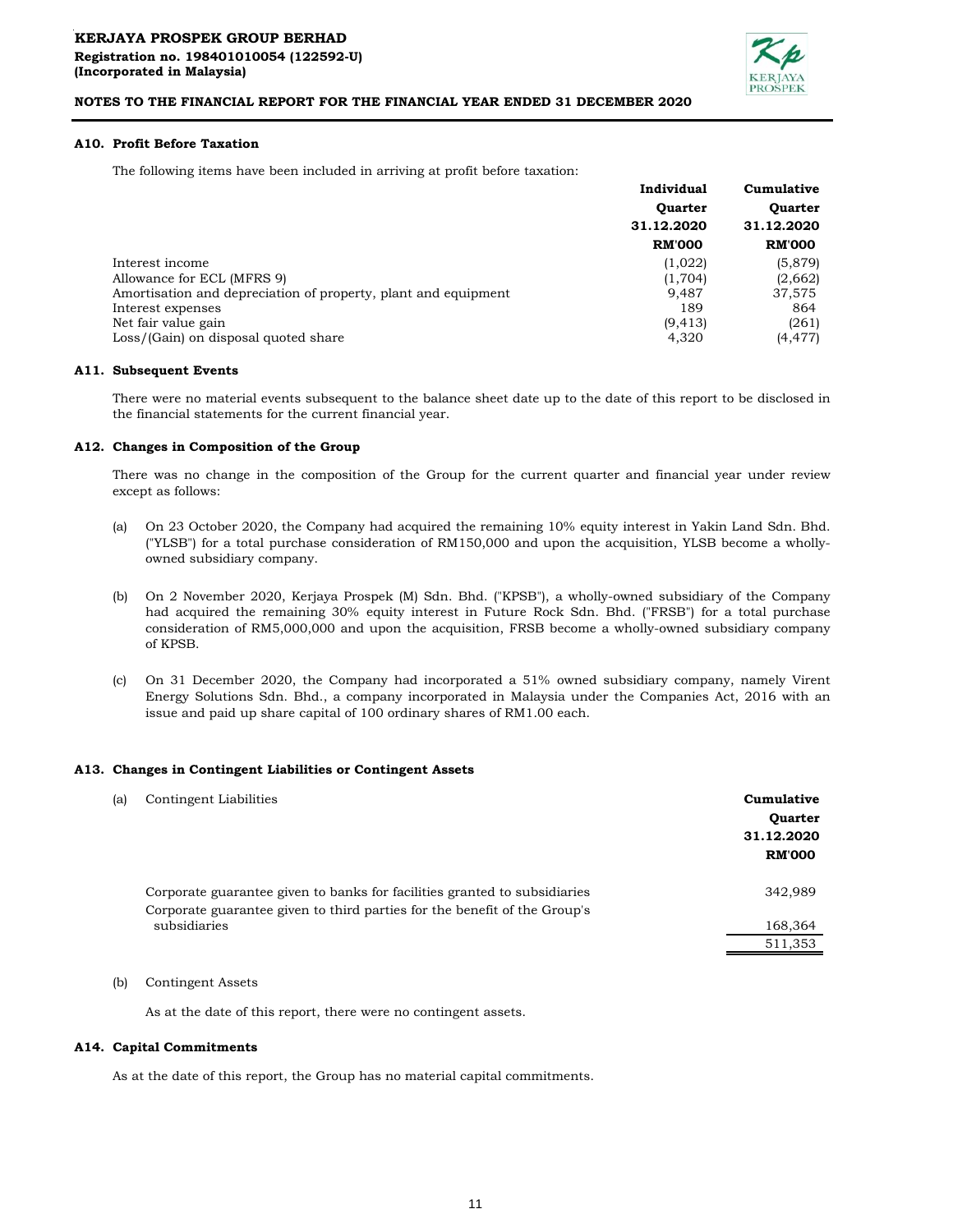#### A10. Profit Before Taxation

The following items have been included in arriving at profit before taxation:

| | Individual Quarter 31.12.2020 RM'000 | Cumulative Quarter 31.12.2020 RM'000 |
|---|---|---|
| Interest income | (1,022) | (5,879) |
| Allowance for ECL (MFRS 9) | (1,704) | (2,662) |
| Amortisation and depreciation of property, plant and equipment | 9,487 | 37,575 |
| Interest expenses | 189 | 864 |
| Net fair value gain | (9,413) | (261) |
| Loss/(Gain) on disposal quoted share | 4,320 | (4,477) |

#### A11. Subsequent Events

There were no material events subsequent to the balance sheet date up to the date of this report to be disclosed in the financial statements for the current financial year.

#### A12. Changes in Composition of the Group

There was no change in the composition of the Group for the current quarter and financial year under review except as follows:

(a) On 23 October 2020, the Company had acquired the remaining 10% equity interest in Yakin Land Sdn. Bhd. ("YLSB") for a total purchase consideration of RM150,000 and upon the acquisition, YLSB become a wholly-owned subsidiary company.

(b) On 2 November 2020, Kerjaya Prospek (M) Sdn. Bhd. ("KPSB"), a wholly-owned subsidiary of the Company had acquired the remaining 30% equity interest in Future Rock Sdn. Bhd. ("FRSB") for a total purchase consideration of RM5,000,000 and upon the acquisition, FRSB become a wholly-owned subsidiary company of KPSB.

(c) On 31 December 2020, the Company had incorporated a 51% owned subsidiary company, namely Virent Energy Solutions Sdn. Bhd., a company incorporated in Malaysia under the Companies Act, 2016 with an issue and paid up share capital of 100 ordinary shares of RM1.00 each.

#### A13. Changes in Contingent Liabilities or Contingent Assets

(a) Contingent Liabilities

| | Cumulative Quarter 31.12.2020 RM'000 |
|---|---|
| Corporate guarantee given to banks for facilities granted to subsidiaries | 342,989 |
| Corporate guarantee given to third parties for the benefit of the Group's subsidiaries | 168,364 |
| | 511,353 |

(b) Contingent Assets

As at the date of this report, there were no contingent assets.

#### A14. Capital Commitments

As at the date of this report, the Group has no material capital commitments.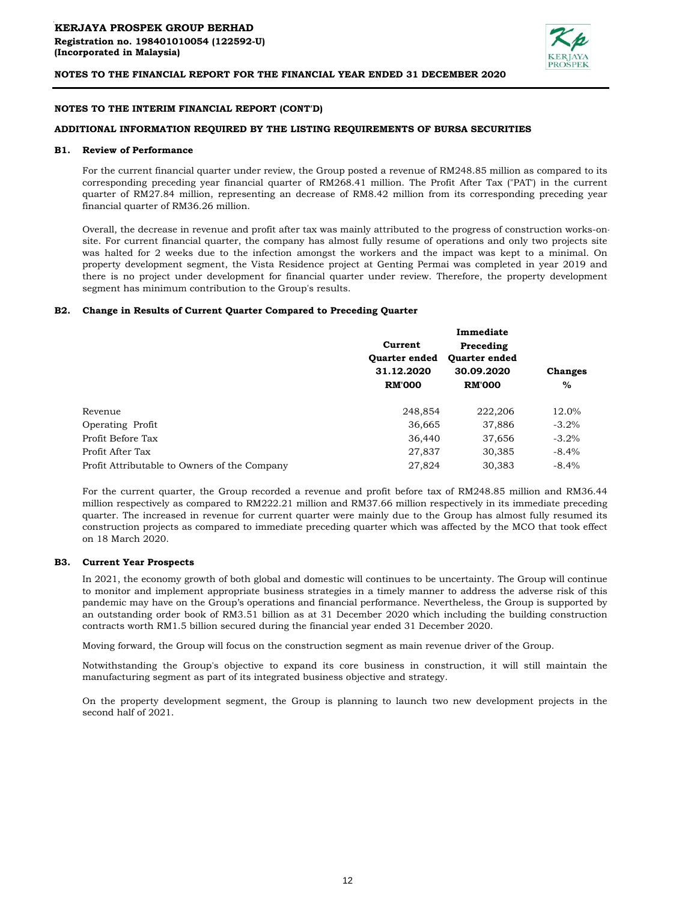**NOTES TO THE INTERIM FINANCIAL REPORT (CONT'D)**

**ADDITIONAL INFORMATION REQUIRED BY THE LISTING REQUIREMENTS OF BURSA SECURITIES**

**B1. Review of Performance**

For the current financial quarter under review, the Group posted a revenue of RM248.85 million as compared to its corresponding preceding year financial quarter of RM268.41 million. The Profit After Tax ("PAT") in the current quarter of RM27.84 million, representing an decrease of RM8.42 million from its corresponding preceding year financial quarter of RM36.26 million.

Overall, the decrease in revenue and profit after tax was mainly attributed to the progress of construction works-on-site. For current financial quarter, the company has almost fully resume of operations and only two projects site was halted for 2 weeks due to the infection amongst the workers and the impact was kept to a minimal. On property development segment, the Vista Residence project at Genting Permai was completed in year 2019 and there is no project under development for financial quarter under review. Therefore, the property development segment has minimum contribution to the Group's results.

**B2. Change in Results of Current Quarter Compared to Preceding Quarter**

| | Current Quarter ended 31.12.2020 RM'000 | Immediate Preceding Quarter ended 30.09.2020 RM'000 | Changes % |
|---|---|---|---|
| Revenue | 248,854 | 222,206 | 12.0% |
| Operating Profit | 36,665 | 37,886 | -3.2% |
| Profit Before Tax | 36,440 | 37,656 | -3.2% |
| Profit After Tax | 27,837 | 30,385 | -8.4% |
| Profit Attributable to Owners of the Company | 27,824 | 30,383 | -8.4% |

For the current quarter, the Group recorded a revenue and profit before tax of RM248.85 million and RM36.44 million respectively as compared to RM222.21 million and RM37.66 million respectively in its immediate preceding quarter. The increased in revenue for current quarter were mainly due to the Group has almost fully resumed its construction projects as compared to immediate preceding quarter which was affected by the MCO that took effect on 18 March 2020.

**B3. Current Year Prospects**

In 2021, the economy growth of both global and domestic will continues to be uncertainty. The Group will continue to monitor and implement appropriate business strategies in a timely manner to address the adverse risk of this pandemic may have on the Group's operations and financial performance. Nevertheless, the Group is supported by an outstanding order book of RM3.51 billion as at 31 December 2020 which including the building construction contracts worth RM1.5 billion secured during the financial year ended 31 December 2020.

Moving forward, the Group will focus on the construction segment as main revenue driver of the Group.

Notwithstanding the Group's objective to expand its core business in construction, it will still maintain the manufacturing segment as part of its integrated business objective and strategy.

On the property development segment, the Group is planning to launch two new development projects in the second half of 2021.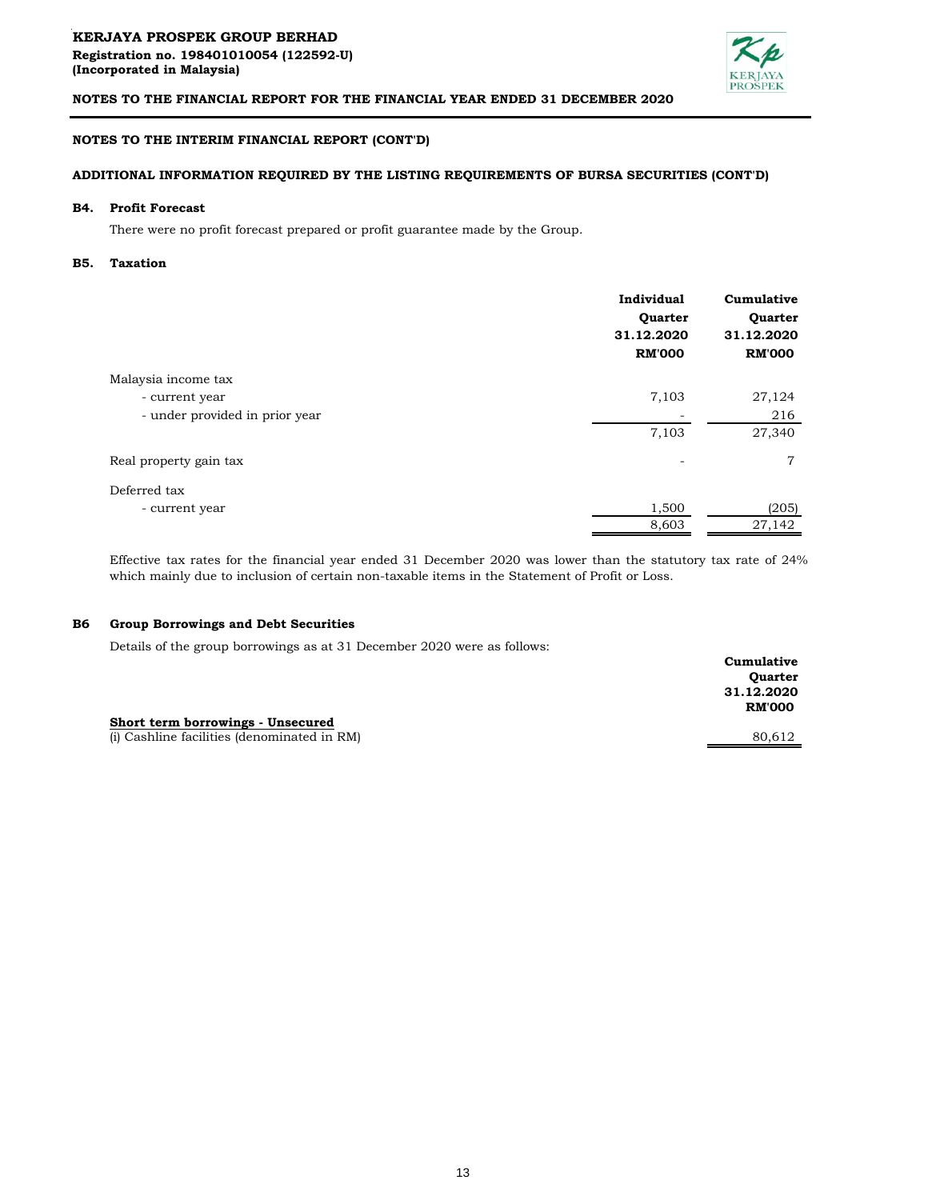## NOTES TO THE INTERIM FINANCIAL REPORT (CONT'D)

## ADDITIONAL INFORMATION REQUIRED BY THE LISTING REQUIREMENTS OF BURSA SECURITIES (CONT'D)

### B4. Profit Forecast

There were no profit forecast prepared or profit guarantee made by the Group.

### B5. Taxation

| | Individual Quarter 31.12.2020 RM'000 | Cumulative Quarter 31.12.2020 RM'000 |
|---|---|---|
| Malaysia income tax | | |
| - current year | 7,103 | 27,124 |
| - under provided in prior year | - | 216 |
| | 7,103 | 27,340 |
| Real property gain tax | - | 7 |
| Deferred tax | | |
| - current year | 1,500 | (205) |
| | 8,603 | 27,142 |

Effective tax rates for the financial year ended 31 December 2020 was lower than the statutory tax rate of 24% which mainly due to inclusion of certain non-taxable items in the Statement of Profit or Loss.

### B6 Group Borrowings and Debt Securities

Details of the group borrowings as at 31 December 2020 were as follows:

| | Cumulative Quarter 31.12.2020 RM'000 |
|---|---|
| **Short term borrowings - Unsecured** | |
| (i) Cashline facilities (denominated in RM) | 80,612 |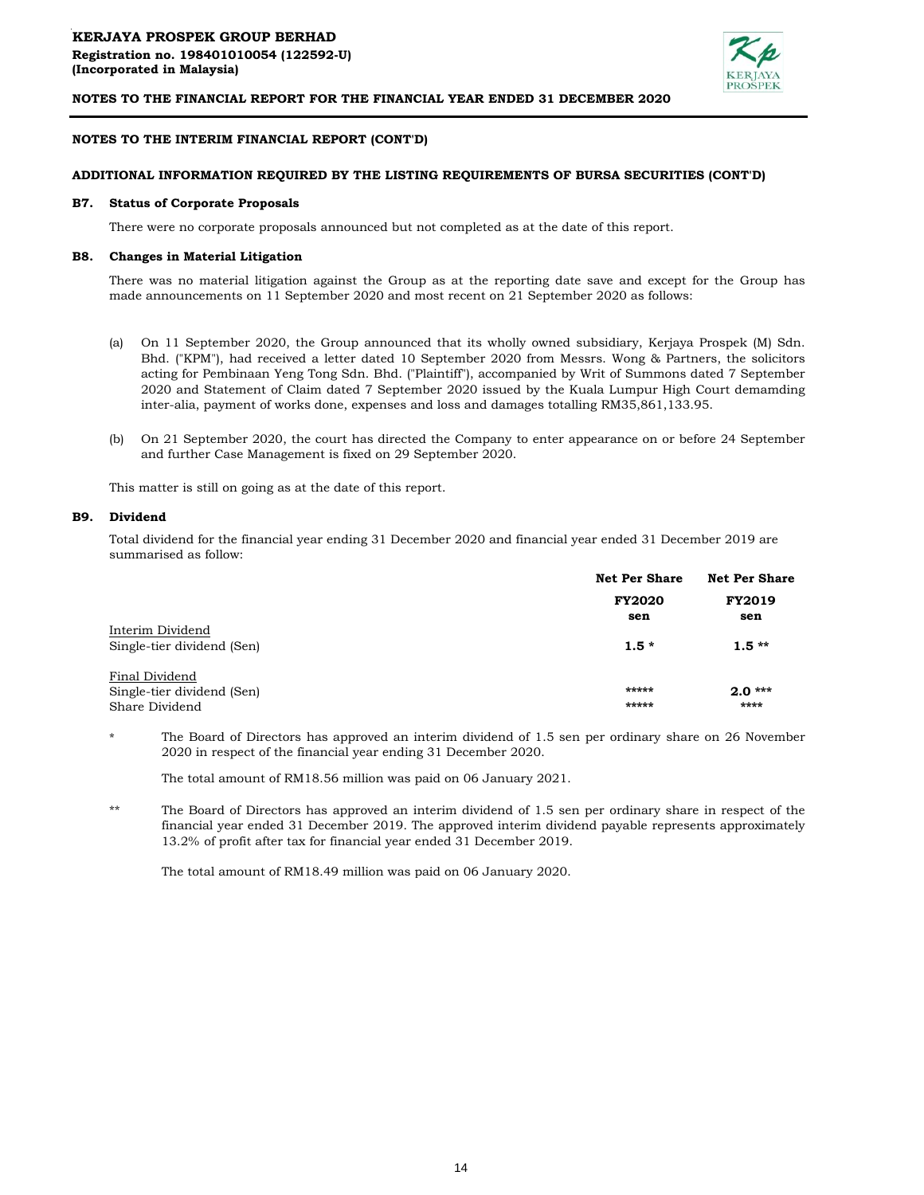## NOTES TO THE INTERIM FINANCIAL REPORT (CONT'D)

### ADDITIONAL INFORMATION REQUIRED BY THE LISTING REQUIREMENTS OF BURSA SECURITIES (CONT'D)

**B7. Status of Corporate Proposals**

There were no corporate proposals announced but not completed as at the date of this report.

**B8. Changes in Material Litigation**

There was no material litigation against the Group as at the reporting date save and except for the Group has made announcements on 11 September 2020 and most recent on 21 September 2020 as follows:

(a) On 11 September 2020, the Group announced that its wholly owned subsidiary, Kerjaya Prospek (M) Sdn. Bhd. ("KPM"), had received a letter dated 10 September 2020 from Messrs. Wong & Partners, the solicitors acting for Pembinaan Yeng Tong Sdn. Bhd. ("Plaintiff"), accompanied by Writ of Summons dated 7 September 2020 and Statement of Claim dated 7 September 2020 issued by the Kuala Lumpur High Court demamding inter-alia, payment of works done, expenses and loss and damages totalling RM35,861,133.95.

(b) On 21 September 2020, the court has directed the Company to enter appearance on or before 24 September and further Case Management is fixed on 29 September 2020.

This matter is still on going as at the date of this report.

**B9. Dividend**

Total dividend for the financial year ending 31 December 2020 and financial year ended 31 December 2019 are summarised as follow:

| | Net Per Share | Net Per Share |
|---|---|---|
| | **FY2020** | **FY2019** |
| | **sen** | **sen** |
| Interim Dividend | | |
| Single-tier dividend (Sen) | **1.5** * | **2.0** *** |
| | | |
| Final Dividend | | |
| Single-tier dividend (Sen) | ***** | **2.0** *** |
| Share Dividend | ***** | **** |

\* The Board of Directors has approved an interim dividend of 1.5 sen per ordinary share on 26 November 2020 in respect of the financial year ending 31 December 2020.

The total amount of RM18.56 million was paid on 06 January 2021.

\** The Board of Directors has approved an interim dividend of 1.5 sen per ordinary share in respect of the financial year ended 31 December 2019. The approved interim dividend payable represents approximately 13.2% of profit after tax for financial year ended 31 December 2019.

The total amount of RM18.49 million was paid on 06 January 2020.

## NOTES TO THE INTERIM FINANCIAL REPORT (CONT'D)

### ADDITIONAL INFORMATION REQUIRED BY THE LISTING REQUIREMENTS OF BURSA SECURITIES (CONT'D)

**B7. Status of Corporate Proposals**

There were no corporate proposals announced but not completed as at the date of this report.

**B8. Changes in Material Litigation**

There was no material litigation against the Group as at the reporting date save and except for the Group has made announcements on 11 September 2020 and most recent on 21 September 2020 as follows:

(a) On 11 September 2020, the Group announced that its wholly owned subsidiary, Kerjaya Prospek (M) Sdn. Bhd. ("KPM"), had received a letter dated 10 September 2020 from Messrs. Wong & Partners, the solicitors acting for Pembinaan Yeng Tong Sdn. Bhd. ("Plaintiff"), accompanied by Writ of Summons dated 7 September 2020 and Statement of Claim dated 7 September 2020 issued by the Kuala Lumpur High Court demamding inter-alia, payment of works done, expenses and loss and damages totalling RM35,861,133.95.

(b) On 21 September 2020, the court has directed the Company to enter appearance on or before 24 September and further Case Management is fixed on 29 September 2020.

This matter is still on going as at the date of this report.

**B9. Dividend**

Total dividend for the financial year ending 31 December 2020 and financial year ended 31 December 2019 are summarised as follow:

| | Net Per Share | Net Per Share |
|---|---|---|
| | **FY2020** | **FY2019** |
| | **sen** | **sen** |
| Interim Dividend | | |
| Single-tier dividend (Sen) | **1.5** * | **1.5** ** |
| | | |
| Final Dividend | | |
| Single-tier dividend (Sen) | ***** | **2.0** *** |
| Share Dividend | ***** | **** |

\* The Board of Directors has approved an interim dividend of 1.5 sen per ordinary share on 26 November 2020 in respect of the financial year ending 31 December 2020.

The total amount of RM18.56 million was paid on 06 January 2021.

\** The Board of Directors has approved an interim dividend of 1.5 sen per ordinary share in respect of the financial year ended 31 December 2019. The approved interim dividend payable represents approximately 13.2% of profit after tax for financial year ended 31 December 2019.

The total amount of RM18.49 million was paid on 06 January 2020.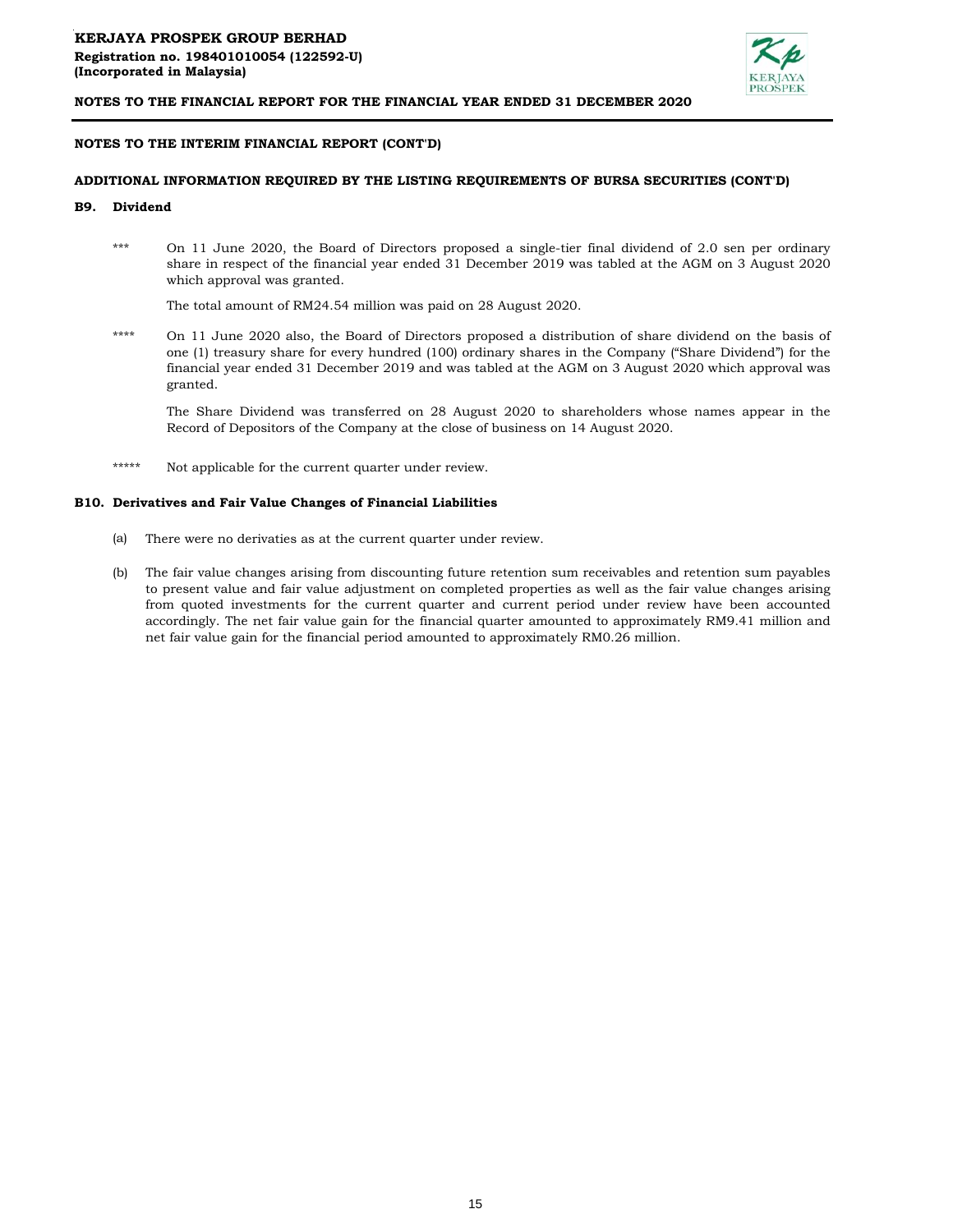## NOTES TO THE INTERIM FINANCIAL REPORT (CONT'D)

### ADDITIONAL INFORMATION REQUIRED BY THE LISTING REQUIREMENTS OF BURSA SECURITIES (CONT'D)

### B9. Dividend

*** On 11 June 2020, the Board of Directors proposed a single-tier final dividend of 2.0 sen per ordinary share in respect of the financial year ended 31 December 2019 was tabled at the AGM on 3 August 2020 which approval was granted.

The total amount of RM24.54 million was paid on 28 August 2020.

**** On 11 June 2020 also, the Board of Directors proposed a distribution of share dividend on the basis of one (1) treasury share for every hundred (100) ordinary shares in the Company ("Share Dividend") for the financial year ended 31 December 2019 and was tabled at the AGM on 3 August 2020 which approval was granted.

The Share Dividend was transferred on 28 August 2020 to shareholders whose names appear in the Record of Depositors of the Company at the close of business on 14 August 2020.

***** Not applicable for the current quarter under review.

### B10. Derivatives and Fair Value Changes of Financial Liabilities

(a) There were no derivaties as at the current quarter under review.

(b) The fair value changes arising from discounting future retention sum receivables and retention sum payables to present value and fair value adjustment on completed properties as well as the fair value changes arising from quoted investments for the current quarter and current period under review have been accounted accordingly. The net fair value gain for the financial quarter amounted to approximately RM9.41 million and net fair value gain for the financial period amounted to approximately RM0.26 million.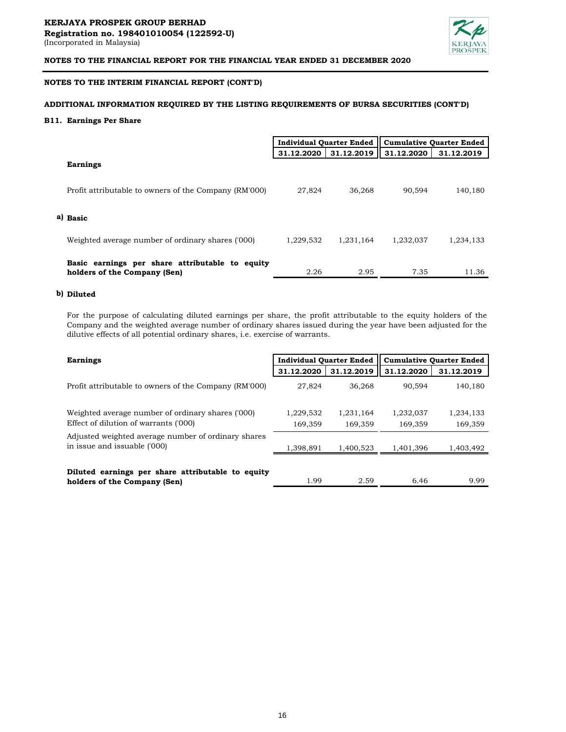**KERJAYA PROSPEK GROUP BERHAD**
**Registration no. 198401010054 (122592-U)**
(Incorporated in Malaysia)

**NOTES TO THE FINANCIAL REPORT FOR THE FINANCIAL YEAR ENDED 31 DECEMBER 2020**

**NOTES TO THE INTERIM FINANCIAL REPORT (CONT'D)**

**ADDITIONAL INFORMATION REQUIRED BY THE LISTING REQUIREMENTS OF BURSA SECURITIES (CONT'D)**

### B11. Earnings Per Share

| | Individual Quarter Ended | | Cumulative Quarter Ended | |
|---|---|---|---|---|
| | 31.12.2020 | 31.12.2019 | 31.12.2020 | 31.12.2019 |
| **Earnings** | | | | |
| Profit attributable to owners of the Company (RM'000) | 27,824 | 36,268 | 90,594 | 140,180 |
| **a) Basic** | | | | |
| Weighted average number of ordinary shares ('000) | 1,229,532 | 1,231,164 | 1,232,037 | 1,234,133 |
| **Basic earnings per share attributable to equity holders of the Company (Sen)** | 2.26 | 2.95 | 7.35 | 11.36 |

**b) Diluted**

For the purpose of calculating diluted earnings per share, the profit attributable to the equity holders of the Company and the weighted average number of ordinary shares issued during the year have been adjusted for the dilutive effects of all potential ordinary shares, i.e. exercise of warrants.

| **Earnings** | Individual Quarter Ended | | Cumulative Quarter Ended | |
|---|---|---|---|---|
| | 31.12.2020 | 31.12.2019 | 31.12.2020 | 31.12.2019 |
| Profit attributable to owners of the Company (RM'000) | 27,824 | 36,268 | 90,594 | 140,180 |
| Weighted average number of ordinary shares ('000) | 1,229,532 | 1,231,164 | 1,232,037 | 1,234,133 |
| Effect of dilution of warrants ('000) | 169,359 | 169,359 | 169,359 | 169,359 |
| Adjusted weighted average number of ordinary shares in issue and issuable ('000) | 1,398,891 | 1,400,523 | 1,401,396 | 1,403,492 |
| **Diluted earnings per share attributable to equity holders of the Company (Sen)** | 1.99 | 2.59 | 6.46 | 9.99 |